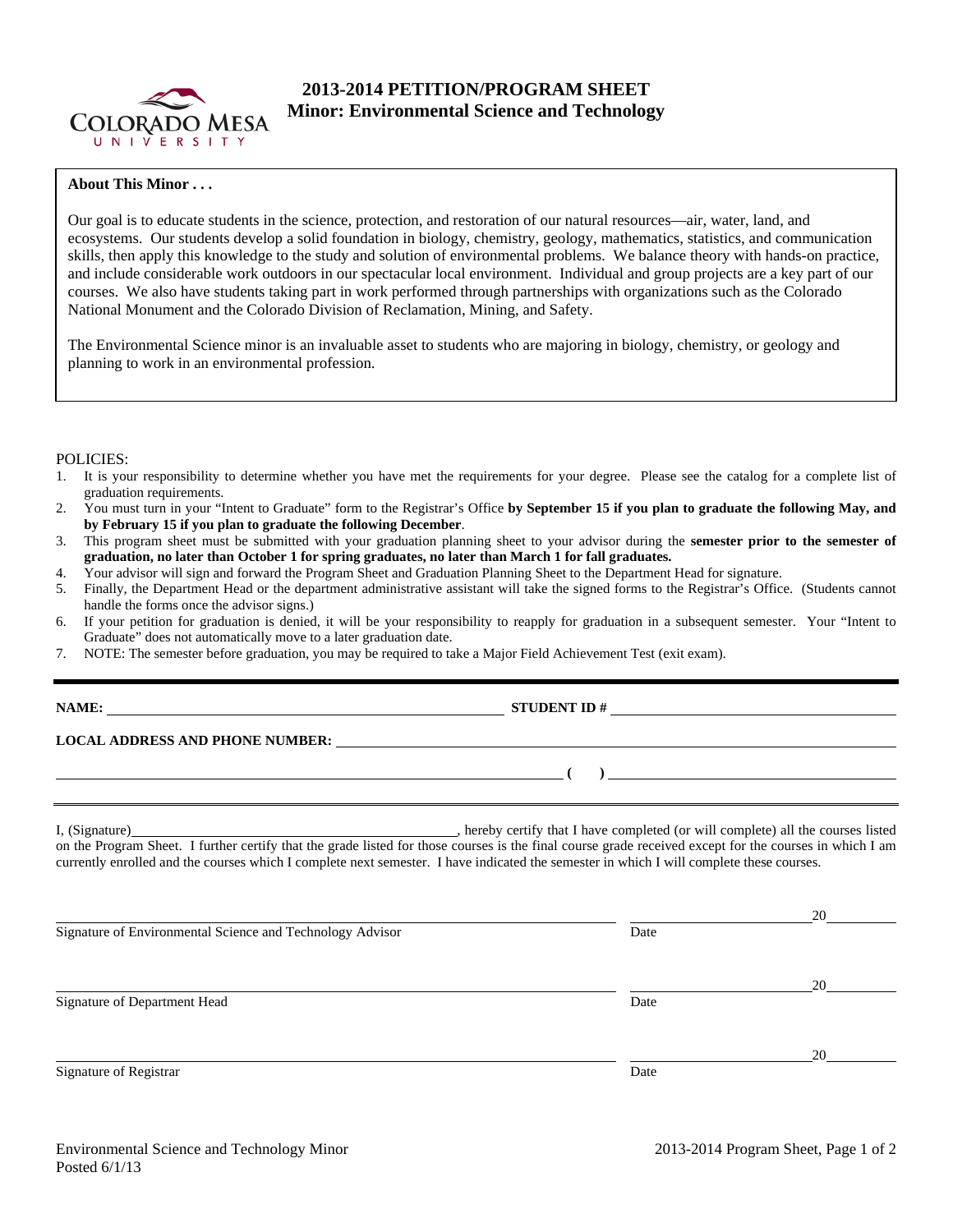# 2013-2014 PETITION/PROGRAM SHEET
## Minor: Environmental Science and Technology

**About This Minor . . .**

Our goal is to educate students in the science, protection, and restoration of our natural resources—air, water, land, and ecosystems. Our students develop a solid foundation in biology, chemistry, geology, mathematics, statistics, and communication skills, then apply this knowledge to the study and solution of environmental problems. We balance theory with hands-on practice, and include considerable work outdoors in our spectacular local environment. Individual and group projects are a key part of our courses. We also have students taking part in work performed through partnerships with organizations such as the Colorado National Monument and the Colorado Division of Reclamation, Mining, and Safety.

The Environmental Science minor is an invaluable asset to students who are majoring in biology, chemistry, or geology and planning to work in an environmental profession.

POLICIES:

1. It is your responsibility to determine whether you have met the requirements for your degree. Please see the catalog for a complete list of graduation requirements.
2. You must turn in your "Intent to Graduate" form to the Registrar's Office **by September 15 if you plan to graduate the following May, and by February 15 if you plan to graduate the following December**.
3. This program sheet must be submitted with your graduation planning sheet to your advisor during the **semester prior to the semester of graduation, no later than October 1 for spring graduates, no later than March 1 for fall graduates.**
4. Your advisor will sign and forward the Program Sheet and Graduation Planning Sheet to the Department Head for signature.
5. Finally, the Department Head or the department administrative assistant will take the signed forms to the Registrar's Office. (Students cannot handle the forms once the advisor signs.)
6. If your petition for graduation is denied, it will be your responsibility to reapply for graduation in a subsequent semester. Your "Intent to Graduate" does not automatically move to a later graduation date.
7. NOTE: The semester before graduation, you may be required to take a Major Field Achievement Test (exit exam).

**NAME:** ______________________ **STUDENT ID #** ______________________

**LOCAL ADDRESS AND PHONE NUMBER:** ______________________

______________________ **( )** ______________________

I, (Signature)______________________, hereby certify that I have completed (or will complete) all the courses listed on the Program Sheet. I further certify that the grade listed for those courses is the final course grade received except for the courses in which I am currently enrolled and the courses which I complete next semester. I have indicated the semester in which I will complete these courses.

______________________ ______________ 20______
Signature of Environmental Science and Technology Advisor Date

______________________ ______________ 20______
Signature of Department Head Date

______________________ ______________ 20______
Signature of Registrar Date

Environmental Science and Technology Minor
Posted 6/1/13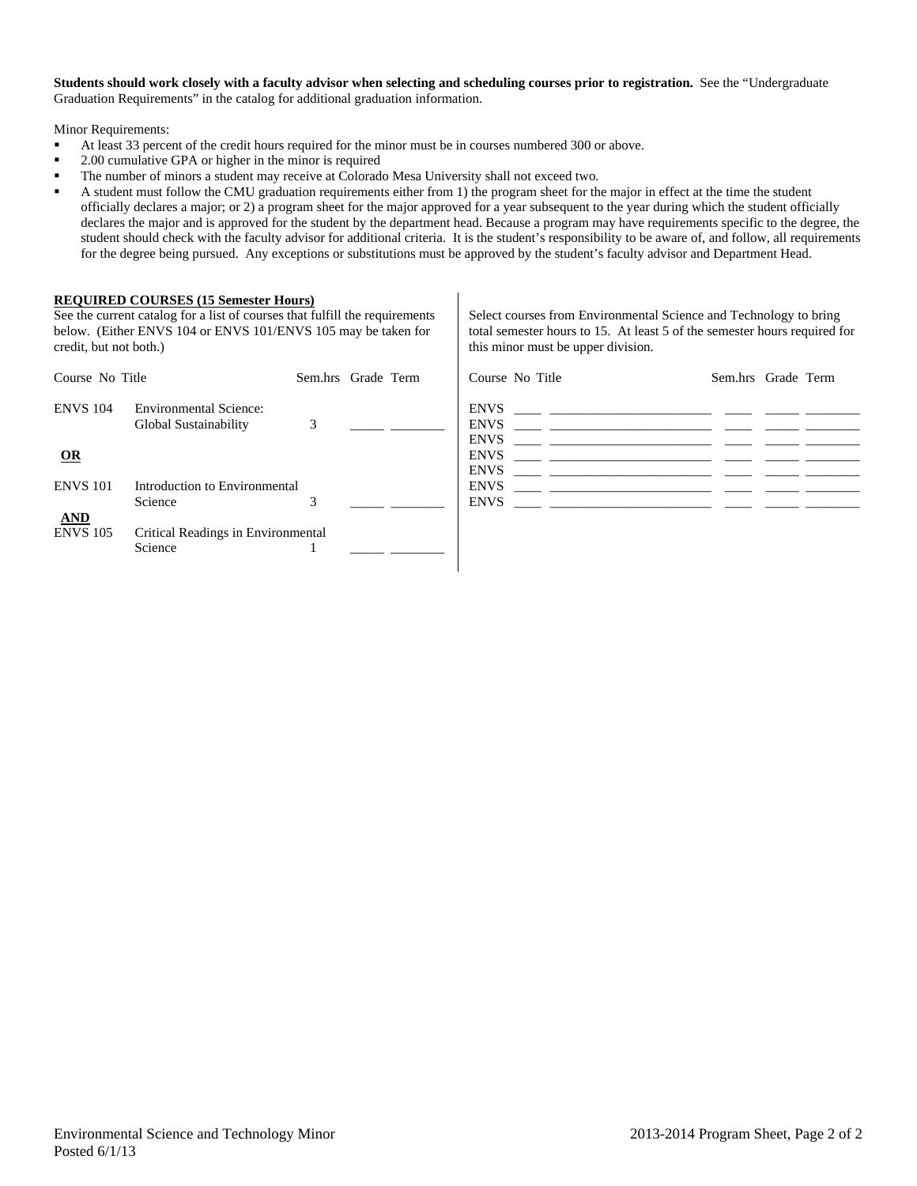**Students should work closely with a faculty advisor when selecting and scheduling courses prior to registration.** See the "Undergraduate Graduation Requirements" in the catalog for additional graduation information.

Minor Requirements:

- At least 33 percent of the credit hours required for the minor must be in courses numbered 300 or above.
- 2.00 cumulative GPA or higher in the minor is required
- The number of minors a student may receive at Colorado Mesa University shall not exceed two.
- A student must follow the CMU graduation requirements either from 1) the program sheet for the major in effect at the time the student officially declares a major; or 2) a program sheet for the major approved for a year subsequent to the year during which the student officially declares the major and is approved for the student by the department head. Because a program may have requirements specific to the degree, the student should check with the faculty advisor for additional criteria. It is the student's responsibility to be aware of, and follow, all requirements for the degree being pursued. Any exceptions or substitutions must be approved by the student's faculty advisor and Department Head.

**REQUIRED COURSES (15 Semester Hours)**

See the current catalog for a list of courses that fulfill the requirements below. (Either ENVS 104 or ENVS 101/ENVS 105 may be taken for credit, but not both.)

| Course No | Title | Sem.hrs | Grade | Term |
|---|---|---|---|---|
| ENVS 104 | Environmental Science: Global Sustainability | 3 | _____ | ________ |
| **OR** | | | | |
| ENVS 101 | Introduction to Environmental Science | 3 | _____ | ________ |
| **AND** | | | | |
| ENVS 105 | Critical Readings in Environmental Science | 1 | _____ | ________ |

Select courses from Environmental Science and Technology to bring total semester hours to 15. At least 5 of the semester hours required for this minor must be upper division.

| Course No | Title | Sem.hrs | Grade | Term |
|---|---|---|---|---|
| ENVS ____ | ________________________ | ____ | _____ | ________ |
| ENVS ____ | ________________________ | ____ | _____ | ________ |
| ENVS ____ | ________________________ | ____ | _____ | ________ |
| ENVS ____ | ________________________ | ____ | _____ | ________ |
| ENVS ____ | ________________________ | ____ | _____ | ________ |
| ENVS ____ | ________________________ | ____ | _____ | ________ |
| ENVS ____ | ________________________ | ____ | _____ | ________ |